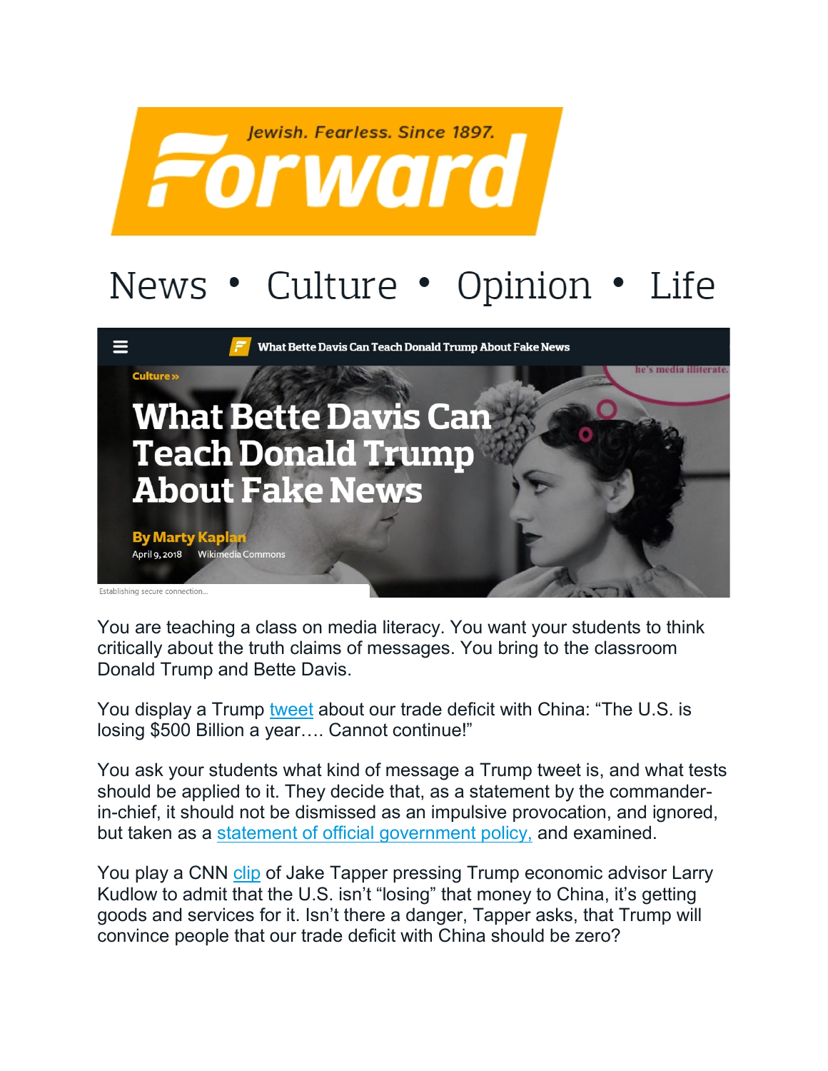Jewish. Fearless. Since 1897.

# Forward

News • Culture • Opinion • Life

Culture »

# What Bette Davis Can Teach Donald Trump About Fake News

**By Marty Kaplan**

April 9, 2018 Wikimedia Commons

You are teaching a class on media literacy. You want your students to think critically about the truth claims of messages. You bring to the classroom Donald Trump and Bette Davis.

You display a Trump tweet about our trade deficit with China: "The U.S. is losing $500 Billion a year…. Cannot continue!"

You ask your students what kind of message a Trump tweet is, and what tests should be applied to it. They decide that, as a statement by the commander-in-chief, it should not be dismissed as an impulsive provocation, and ignored, but taken as a statement of official government policy, and examined.

You play a CNN clip of Jake Tapper pressing Trump economic advisor Larry Kudlow to admit that the U.S. isn't "losing" that money to China, it's getting goods and services for it. Isn't there a danger, Tapper asks, that Trump will convince people that our trade deficit with China should be zero?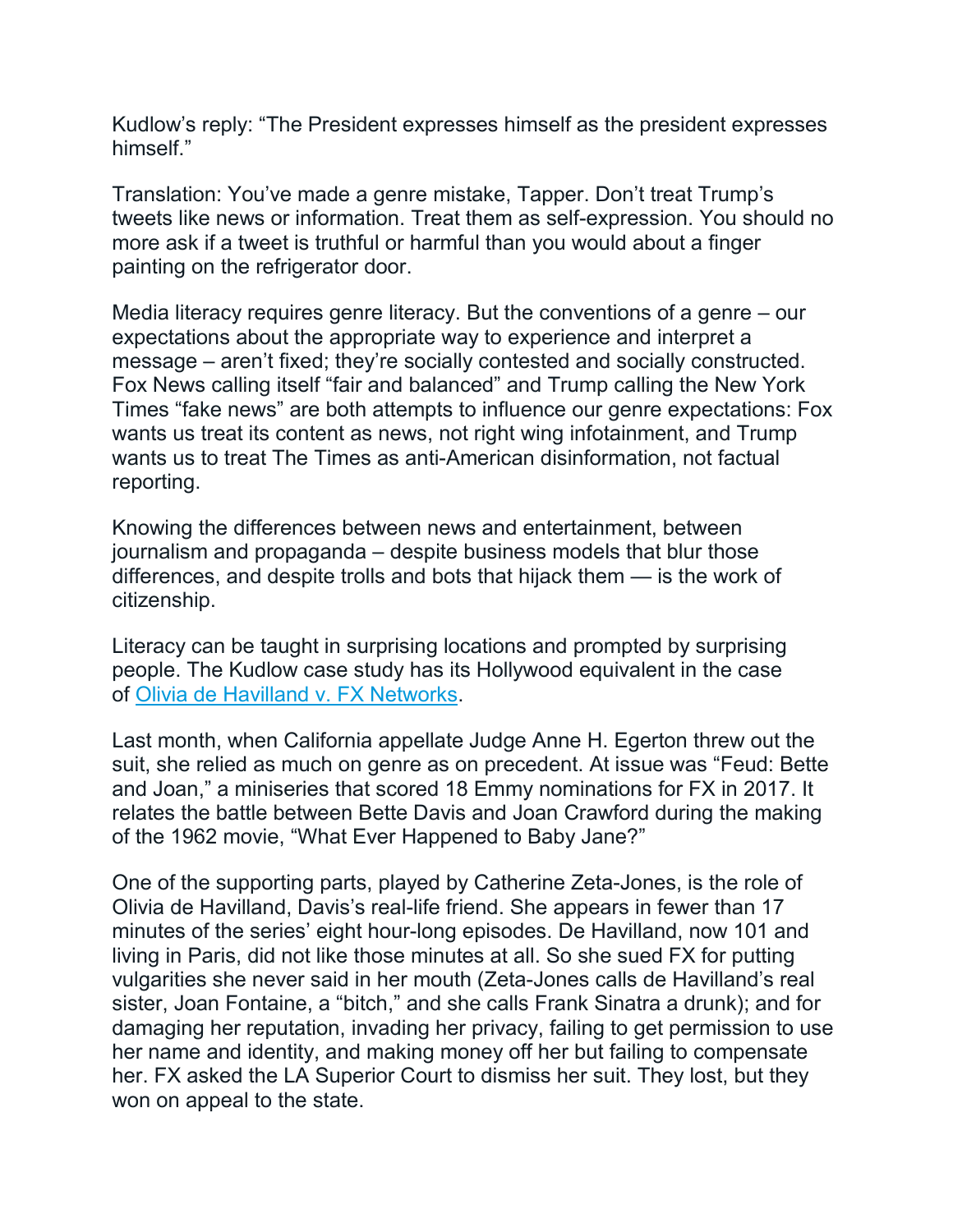Kudlow's reply: "The President expresses himself as the president expresses himself."

Translation: You've made a genre mistake, Tapper. Don't treat Trump's tweets like news or information. Treat them as self-expression. You should no more ask if a tweet is truthful or harmful than you would about a finger painting on the refrigerator door.

Media literacy requires genre literacy. But the conventions of a genre – our expectations about the appropriate way to experience and interpret a message – aren't fixed; they're socially contested and socially constructed. Fox News calling itself "fair and balanced" and Trump calling the New York Times "fake news" are both attempts to influence our genre expectations: Fox wants us treat its content as news, not right wing infotainment, and Trump wants us to treat The Times as anti-American disinformation, not factual reporting.

Knowing the differences between news and entertainment, between journalism and propaganda – despite business models that blur those differences, and despite trolls and bots that hijack them — is the work of citizenship.

Literacy can be taught in surprising locations and prompted by surprising people. The Kudlow case study has its Hollywood equivalent in the case of [Olivia de Havilland v. FX Networks](#).

Last month, when California appellate Judge Anne H. Egerton threw out the suit, she relied as much on genre as on precedent. At issue was "Feud: Bette and Joan," a miniseries that scored 18 Emmy nominations for FX in 2017. It relates the battle between Bette Davis and Joan Crawford during the making of the 1962 movie, "What Ever Happened to Baby Jane?"

One of the supporting parts, played by Catherine Zeta-Jones, is the role of Olivia de Havilland, Davis's real-life friend. She appears in fewer than 17 minutes of the series' eight hour-long episodes. De Havilland, now 101 and living in Paris, did not like those minutes at all. So she sued FX for putting vulgarities she never said in her mouth (Zeta-Jones calls de Havilland's real sister, Joan Fontaine, a "bitch," and she calls Frank Sinatra a drunk); and for damaging her reputation, invading her privacy, failing to get permission to use her name and identity, and making money off her but failing to compensate her. FX asked the LA Superior Court to dismiss her suit. They lost, but they won on appeal to the state.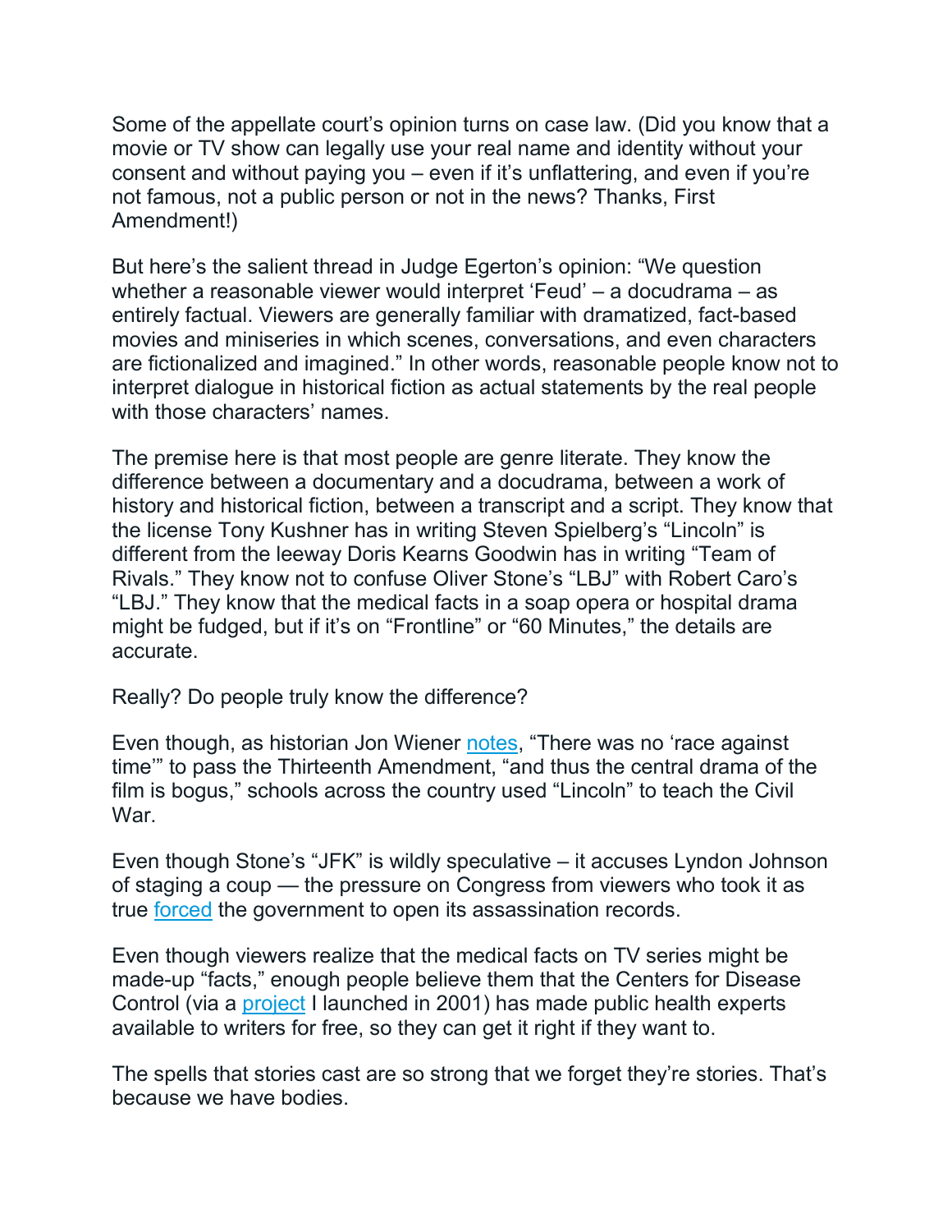Some of the appellate court's opinion turns on case law. (Did you know that a movie or TV show can legally use your real name and identity without your consent and without paying you – even if it's unflattering, and even if you're not famous, not a public person or not in the news? Thanks, First Amendment!)

But here's the salient thread in Judge Egerton's opinion: "We question whether a reasonable viewer would interpret 'Feud' – a docudrama – as entirely factual. Viewers are generally familiar with dramatized, fact-based movies and miniseries in which scenes, conversations, and even characters are fictionalized and imagined." In other words, reasonable people know not to interpret dialogue in historical fiction as actual statements by the real people with those characters' names.

The premise here is that most people are genre literate. They know the difference between a documentary and a docudrama, between a work of history and historical fiction, between a transcript and a script. They know that the license Tony Kushner has in writing Steven Spielberg's "Lincoln" is different from the leeway Doris Kearns Goodwin has in writing "Team of Rivals." They know not to confuse Oliver Stone's "LBJ" with Robert Caro's "LBJ." They know that the medical facts in a soap opera or hospital drama might be fudged, but if it's on "Frontline" or "60 Minutes," the details are accurate.

Really? Do people truly know the difference?

Even though, as historian Jon Wiener notes, "There was no 'race against time'" to pass the Thirteenth Amendment, "and thus the central drama of the film is bogus," schools across the country used "Lincoln" to teach the Civil War.

Even though Stone's "JFK" is wildly speculative – it accuses Lyndon Johnson of staging a coup — the pressure on Congress from viewers who took it as true forced the government to open its assassination records.

Even though viewers realize that the medical facts on TV series might be made-up "facts," enough people believe them that the Centers for Disease Control (via a project I launched in 2001) has made public health experts available to writers for free, so they can get it right if they want to.

The spells that stories cast are so strong that we forget they're stories. That's because we have bodies.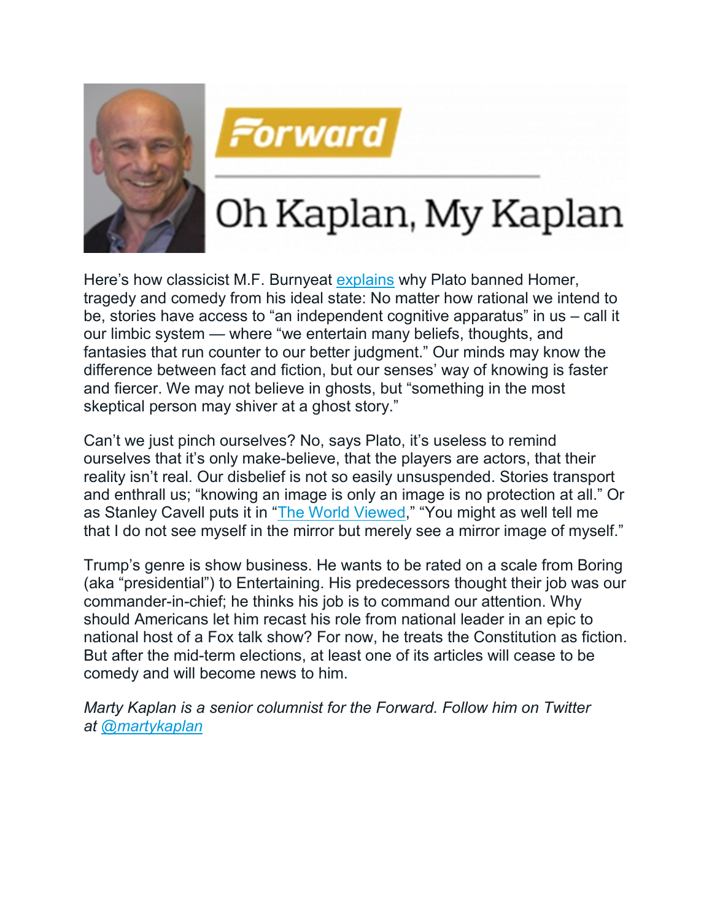Here's how classicist M.F. Burnyeat explains why Plato banned Homer, tragedy and comedy from his ideal state: No matter how rational we intend to be, stories have access to "an independent cognitive apparatus" in us – call it our limbic system — where "we entertain many beliefs, thoughts, and fantasies that run counter to our better judgment." Our minds may know the difference between fact and fiction, but our senses' way of knowing is faster and fiercer. We may not believe in ghosts, but "something in the most skeptical person may shiver at a ghost story."

Can't we just pinch ourselves? No, says Plato, it's useless to remind ourselves that it's only make-believe, that the players are actors, that their reality isn't real. Our disbelief is not so easily unsuspended. Stories transport and enthrall us; "knowing an image is only an image is no protection at all." Or as Stanley Cavell puts it in "The World Viewed," "You might as well tell me that I do not see myself in the mirror but merely see a mirror image of myself."

Trump's genre is show business. He wants to be rated on a scale from Boring (aka "presidential") to Entertaining. His predecessors thought their job was our commander-in-chief; he thinks his job is to command our attention. Why should Americans let him recast his role from national leader in an epic to national host of a Fox talk show? For now, he treats the Constitution as fiction. But after the mid-term elections, at least one of its articles will cease to be comedy and will become news to him.

*Marty Kaplan is a senior columnist for the Forward. Follow him on Twitter at @martykaplan*